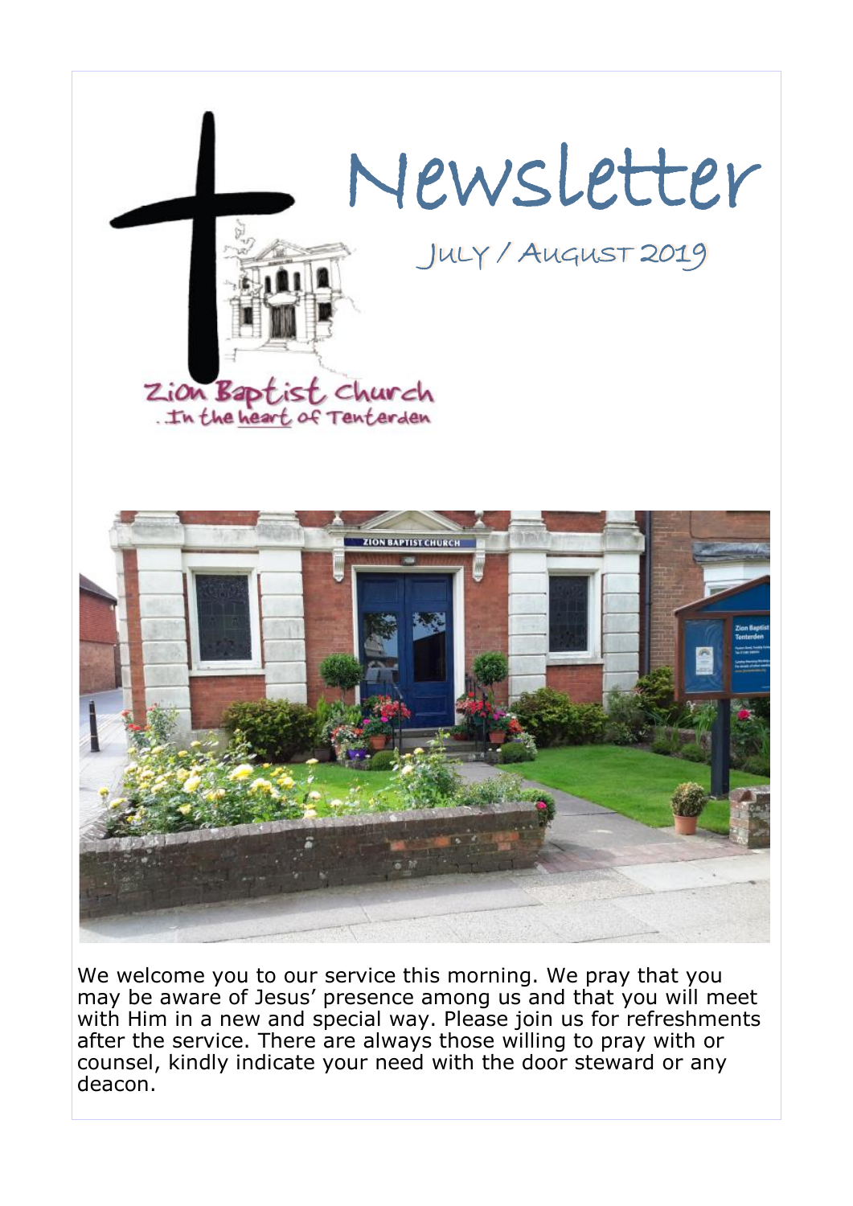# Newsletter

July / August 2019

Zion Baptist Church
. In the heart of Tenterden

We welcome you to our service this morning. We pray that you may be aware of Jesus' presence among us and that you will meet with Him in a new and special way. Please join us for refreshments after the service. There are always those willing to pray with or counsel, kindly indicate your need with the door steward or any deacon.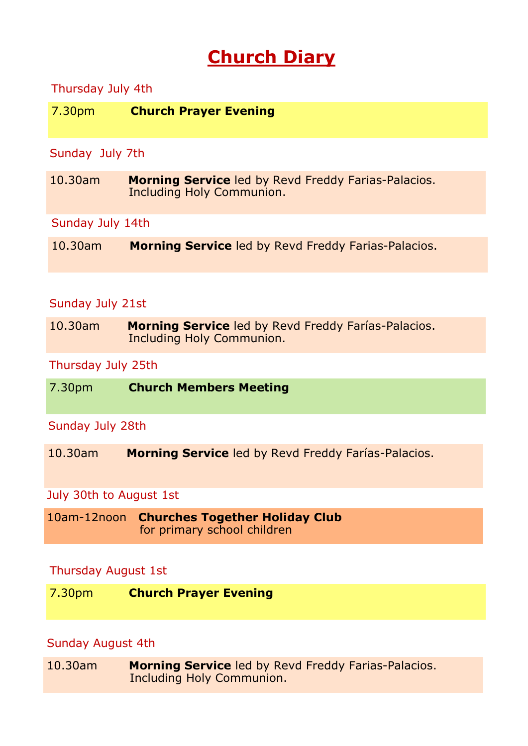# Church Diary

Thursday July 4th

| | |
|---|---|
| 7.30pm | **Church Prayer Evening** |

Sunday July 7th

| | |
|---|---|
| 10.30am | **Morning Service** led by Revd Freddy Farias-Palacios. Including Holy Communion. |

Sunday July 14th

| | |
|---|---|
| 10.30am | **Morning Service** led by Revd Freddy Farias-Palacios. |

Sunday July 21st

| | |
|---|---|
| 10.30am | **Morning Service** led by Revd Freddy Farías-Palacios. Including Holy Communion. |

Thursday July 25th

| | |
|---|---|
| 7.30pm | **Church Members Meeting** |

Sunday July 28th

| | |
|---|---|
| 10.30am | **Morning Service** led by Revd Freddy Farías-Palacios. |

July 30th to August 1st

| | |
|---|---|
| 10am-12noon | **Churches Together Holiday Club** for primary school children |

Thursday August 1st

| | |
|---|---|
| 7.30pm | **Church Prayer Evening** |

Sunday August 4th

| | |
|---|---|
| 10.30am | **Morning Service** led by Revd Freddy Farias-Palacios. Including Holy Communion. |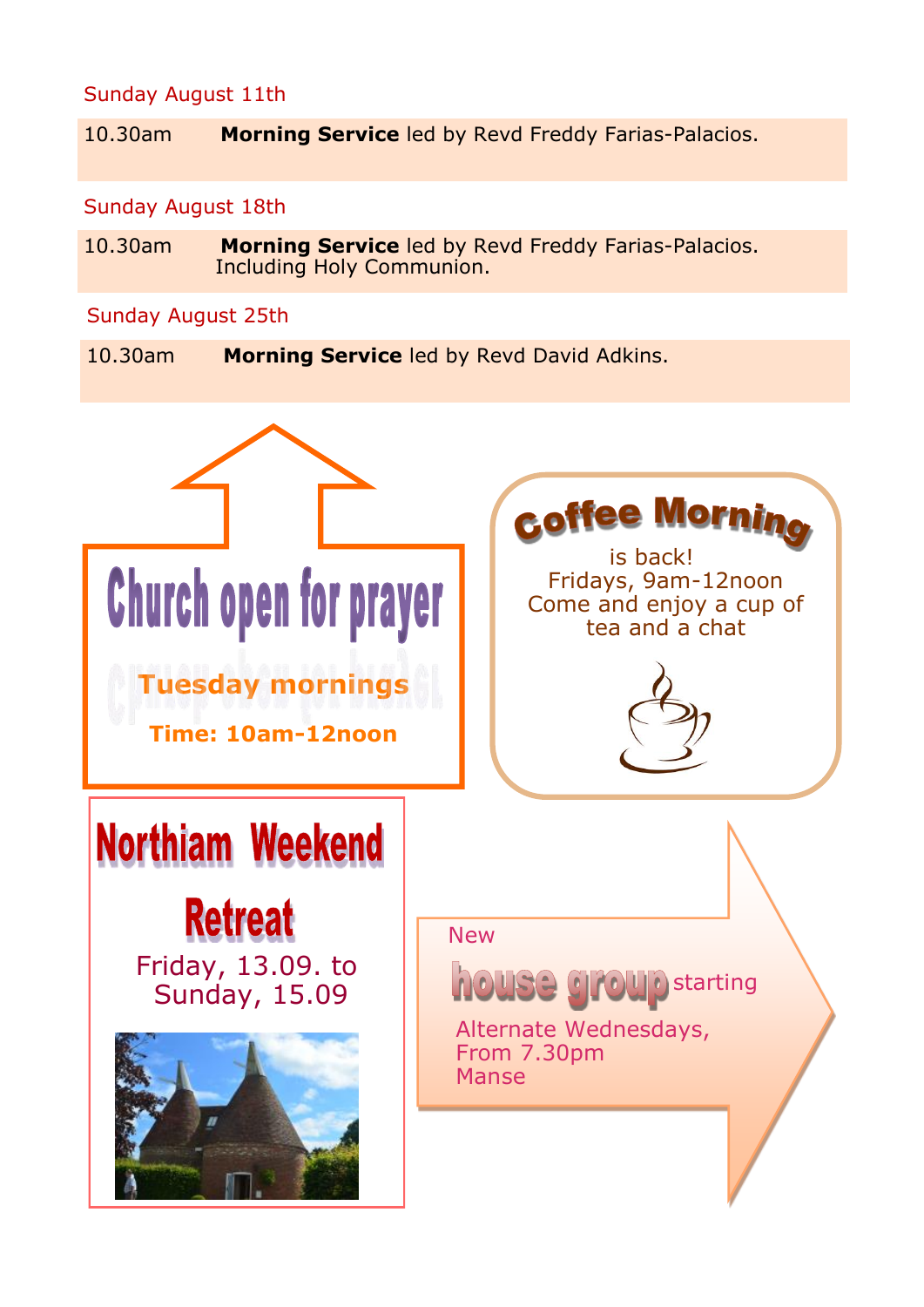Sunday August 11th

10.30am **Morning Service** led by Revd Freddy Farias-Palacios.

Sunday August 18th

10.30am **Morning Service** led by Revd Freddy Farias-Palacios. Including Holy Communion.

Sunday August 25th

10.30am **Morning Service** led by Revd David Adkins.

## Church open for prayer

**Tuesday mornings**

**Time: 10am-12noon**

## Coffee Morning

is back!
Fridays, 9am-12noon
Come and enjoy a cup of tea and a chat

## Northiam Weekend Retreat

Friday, 13.09. to Sunday, 15.09

New

## house group starting

Alternate Wednesdays,
From 7.30pm
Manse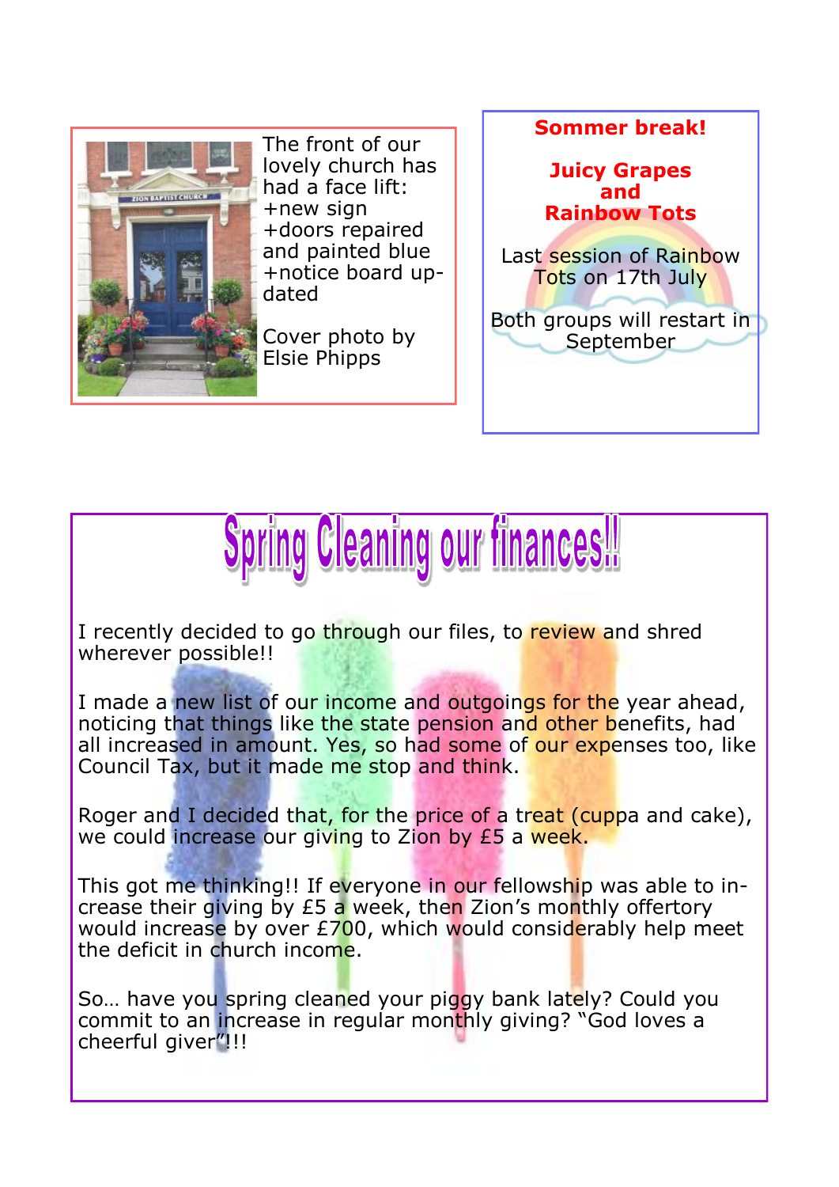The front of our lovely church has had a face lift:
+new sign
+doors repaired and painted blue
+notice board up-dated

Cover photo by Elsie Phipps

**Sommer break!**

**Juicy Grapes and Rainbow Tots**

Last session of Rainbow Tots on 17th July

Both groups will restart in September

# Spring Cleaning our finances!!

I recently decided to go through our files, to review and shred wherever possible!!

I made a new list of our income and outgoings for the year ahead, noticing that things like the state pension and other benefits, had all increased in amount. Yes, so had some of our expenses too, like Council Tax, but it made me stop and think.

Roger and I decided that, for the price of a treat (cuppa and cake), we could increase our giving to Zion by £5 a week.

This got me thinking!! If everyone in our fellowship was able to in-crease their giving by £5 a week, then Zion's monthly offertory would increase by over £700, which would considerably help meet the deficit in church income.

So… have you spring cleaned your piggy bank lately? Could you commit to an increase in regular monthly giving? "God loves a cheerful giver"!!!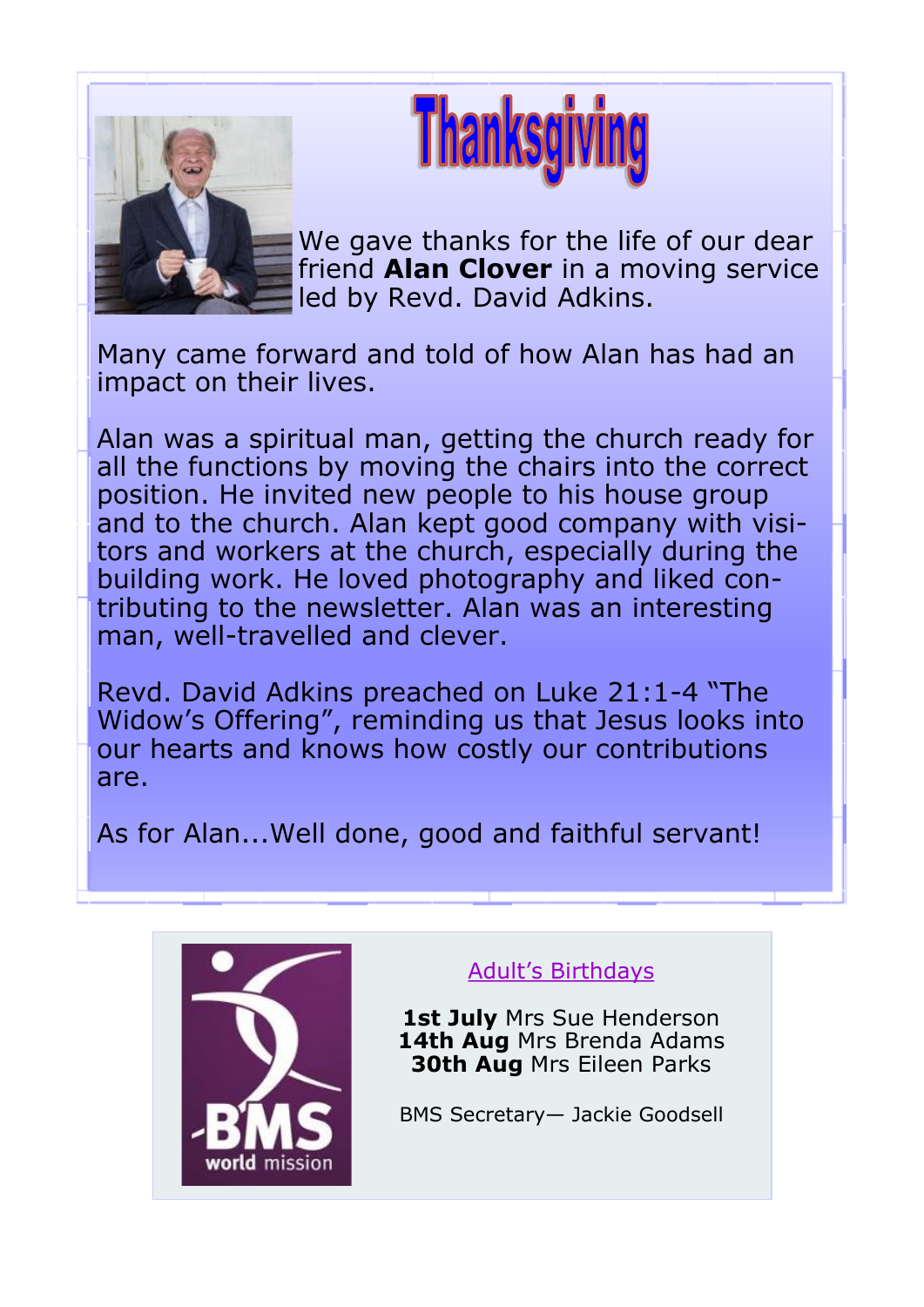# Thanksgiving

We gave thanks for the life of our dear friend **Alan Clover** in a moving service led by Revd. David Adkins.

Many came forward and told of how Alan has had an impact on their lives.

Alan was a spiritual man, getting the church ready for all the functions by moving the chairs into the correct position. He invited new people to his house group and to the church. Alan kept good company with visitors and workers at the church, especially during the building work. He loved photography and liked contributing to the newsletter. Alan was an interesting man, well-travelled and clever.

Revd. David Adkins preached on Luke 21:1-4 "The Widow's Offering", reminding us that Jesus looks into our hearts and knows how costly our contributions are.

As for Alan...Well done, good and faithful servant!

BMS world mission

Adult's Birthdays

**1st July** Mrs Sue Henderson
**14th Aug** Mrs Brenda Adams
**30th Aug** Mrs Eileen Parks

BMS Secretary— Jackie Goodsell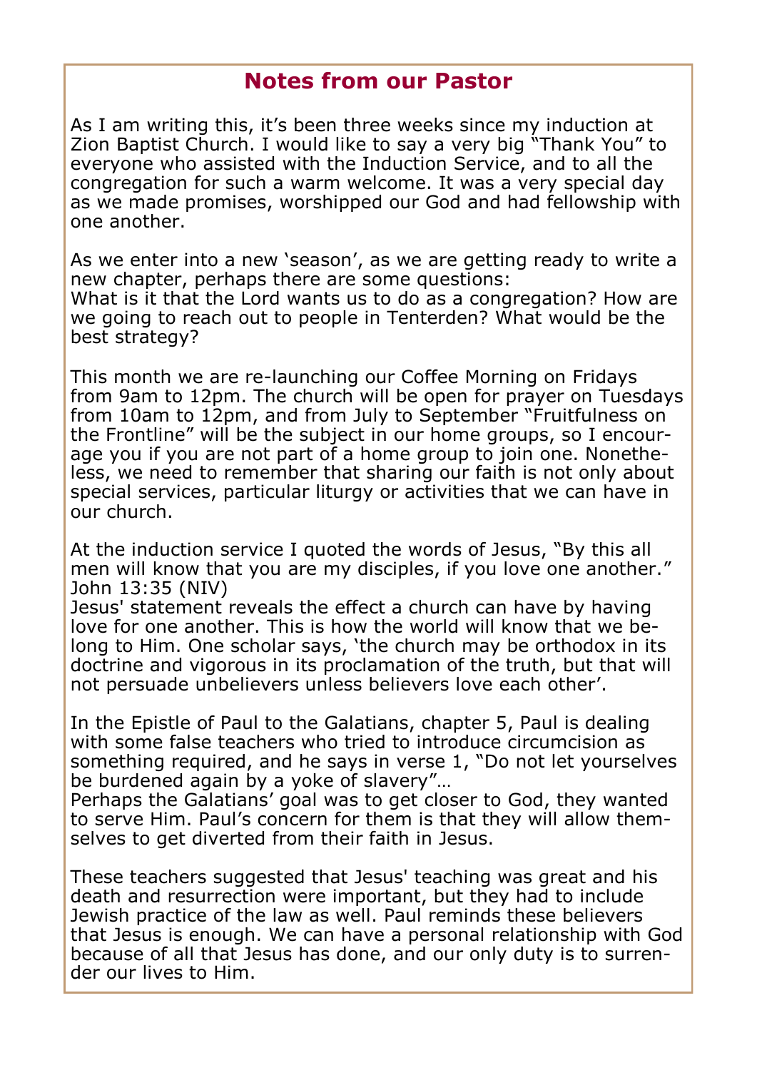## Notes from our Pastor

As I am writing this, it's been three weeks since my induction at Zion Baptist Church. I would like to say a very big "Thank You" to everyone who assisted with the Induction Service, and to all the congregation for such a warm welcome. It was a very special day as we made promises, worshipped our God and had fellowship with one another.

As we enter into a new 'season', as we are getting ready to write a new chapter, perhaps there are some questions:
What is it that the Lord wants us to do as a congregation? How are we going to reach out to people in Tenterden? What would be the best strategy?

This month we are re-launching our Coffee Morning on Fridays from 9am to 12pm. The church will be open for prayer on Tuesdays from 10am to 12pm, and from July to September "Fruitfulness on the Frontline" will be the subject in our home groups, so I encourage you if you are not part of a home group to join one. Nonetheless, we need to remember that sharing our faith is not only about special services, particular liturgy or activities that we can have in our church.

At the induction service I quoted the words of Jesus, "By this all men will know that you are my disciples, if you love one another." John 13:35 (NIV)
Jesus' statement reveals the effect a church can have by having love for one another. This is how the world will know that we belong to Him. One scholar says, 'the church may be orthodox in its doctrine and vigorous in its proclamation of the truth, but that will not persuade unbelievers unless believers love each other'.

In the Epistle of Paul to the Galatians, chapter 5, Paul is dealing with some false teachers who tried to introduce circumcision as something required, and he says in verse 1, "Do not let yourselves be burdened again by a yoke of slavery"…
Perhaps the Galatians' goal was to get closer to God, they wanted to serve Him. Paul's concern for them is that they will allow themselves to get diverted from their faith in Jesus.

These teachers suggested that Jesus' teaching was great and his death and resurrection were important, but they had to include Jewish practice of the law as well. Paul reminds these believers that Jesus is enough. We can have a personal relationship with God because of all that Jesus has done, and our only duty is to surrender our lives to Him.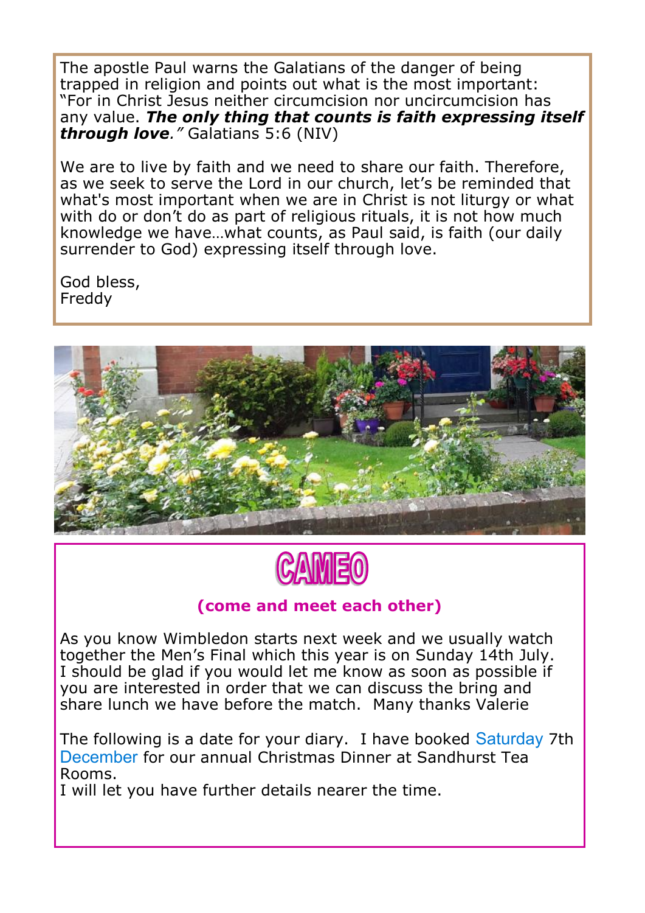The apostle Paul warns the Galatians of the danger of being trapped in religion and points out what is the most important: "For in Christ Jesus neither circumcision nor uncircumcision has any value. ***The only thing that counts is faith expressing itself through love.****"* Galatians 5:6 (NIV)

We are to live by faith and we need to share our faith. Therefore, as we seek to serve the Lord in our church, let's be reminded that what's most important when we are in Christ is not liturgy or what with do or don't do as part of religious rituals, it is not how much knowledge we have…what counts, as Paul said, is faith (our daily surrender to God) expressing itself through love.

God bless,
Freddy

# CAMEO

**(come and meet each other)**

As you know Wimbledon starts next week and we usually watch together the Men's Final which this year is on Sunday 14th July. I should be glad if you would let me know as soon as possible if you are interested in order that we can discuss the bring and share lunch we have before the match. Many thanks Valerie

The following is a date for your diary. I have booked Saturday 7th December for our annual Christmas Dinner at Sandhurst Tea Rooms.
I will let you have further details nearer the time.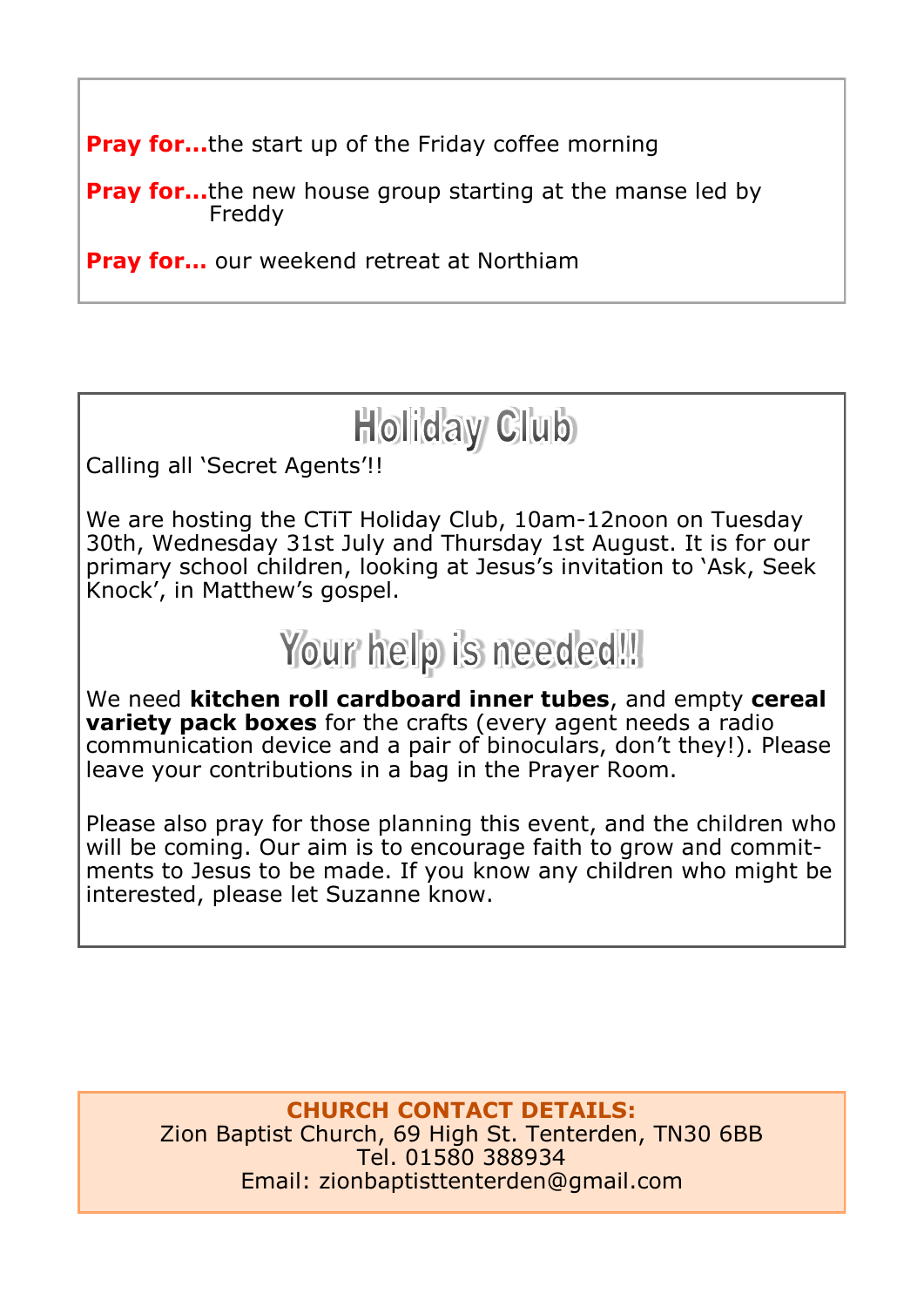**Pray for...**the start up of the Friday coffee morning

**Pray for...**the new house group starting at the manse led by Freddy

**Pray for...** our weekend retreat at Northiam

## Holiday Club

Calling all 'Secret Agents'!!

We are hosting the CTiT Holiday Club, 10am-12noon on Tuesday 30th, Wednesday 31st July and Thursday 1st August. It is for our primary school children, looking at Jesus's invitation to 'Ask, Seek Knock', in Matthew's gospel.

## Your help is needed!!

We need **kitchen roll cardboard inner tubes**, and empty **cereal variety pack boxes** for the crafts (every agent needs a radio communication device and a pair of binoculars, don't they!). Please leave your contributions in a bag in the Prayer Room.

Please also pray for those planning this event, and the children who will be coming. Our aim is to encourage faith to grow and commitments to Jesus to be made. If you know any children who might be interested, please let Suzanne know.

**CHURCH CONTACT DETAILS:**
Zion Baptist Church, 69 High St. Tenterden, TN30 6BB
Tel. 01580 388934
Email: zionbaptisttenterden@gmail.com